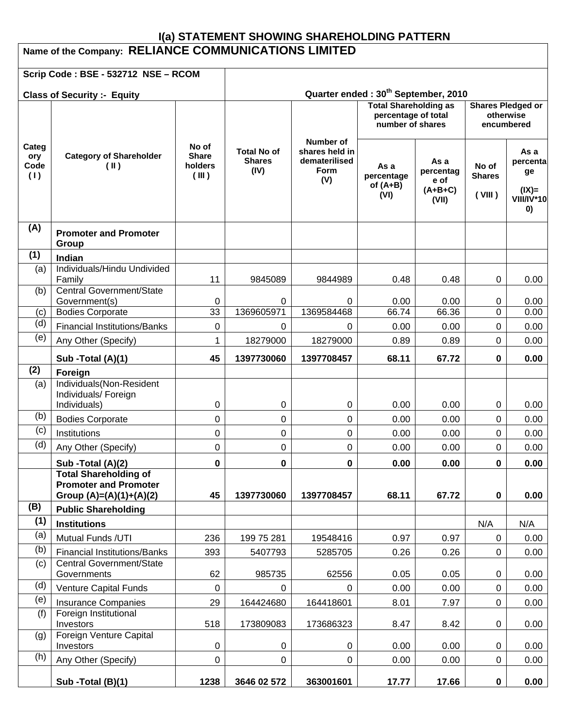# I(a) STATEMENT SHOWING SHAREHOLDING PATTERN

**Name of the Company: RELIANCE COMMUNICATIONS LIMITED**

**Scrip Code : BSE - 532712 NSE – RCOM**

**Class of Security :- Equity**

**Quarter ended : 30th September, 2010**

| Category Code (I) | Category of Shareholder (II) | No of Share holders (III) | Total No of Shares (IV) | Number of shares held in dematerilised Form (V) | Total Shareholding as percentage of total number of shares | | Shares Pledged or otherwise encumbered | |
|---|---|---|---|---|---|---|---|---|
| | | | | | As a percentage of (A+B) (VI) | As a percentage of (A+B+C) (VII) | No of Shares (VIII) | As a percentage (IX)= VIII/IV*100) |
| **(A)** | **Promoter and Promoter Group** | | | | | | | |
| **(1)** | **Indian** | | | | | | | |
| (a) | Individuals/Hindu Undivided Family | 11 | 9845089 | 9844989 | 0.48 | 0.48 | 0 | 0.00 |
| (b) | Central Government/State Government(s) | 0 | 0 | 0 | 0.00 | 0.00 | 0 | 0.00 |
| (c) | Bodies Corporate | 33 | 1369605971 | 1369584468 | 66.74 | 66.36 | 0 | 0.00 |
| (d) | Financial Institutions/Banks | 0 | 0 | 0 | 0.00 | 0.00 | 0 | 0.00 |
| (e) | Any Other (Specify) | 1 | 18279000 | 18279000 | 0.89 | 0.89 | 0 | 0.00 |
| | **Sub -Total (A)(1)** | **45** | **1397730060** | **1397708457** | **68.11** | **67.72** | **0** | **0.00** |
| **(2)** | **Foreign** | | | | | | | |
| (a) | Individuals(Non-Resident Individuals/ Foreign Individuals) | 0 | 0 | 0 | 0.00 | 0.00 | 0 | 0.00 |
| (b) | Bodies Corporate | 0 | 0 | 0 | 0.00 | 0.00 | 0 | 0.00 |
| (c) | Institutions | 0 | 0 | 0 | 0.00 | 0.00 | 0 | 0.00 |
| (d) | Any Other (Specify) | 0 | 0 | 0 | 0.00 | 0.00 | 0 | 0.00 |
| | **Sub -Total (A)(2)** | **0** | **0** | **0** | **0.00** | **0.00** | **0** | **0.00** |
| | **Total Shareholding of Promoter and Promoter Group (A)=(A)(1)+(A)(2)** | **45** | **1397730060** | **1397708457** | **68.11** | **67.72** | **0** | **0.00** |
| **(B)** | **Public Shareholding** | | | | | | | |
| **(1)** | **Institutions** | | | | | | N/A | N/A |
| (a) | Mutual Funds /UTI | 236 | 199 75 281 | 19548416 | 0.97 | 0.97 | 0 | 0.00 |
| (b) | Financial Institutions/Banks | 393 | 5407793 | 5285705 | 0.26 | 0.26 | 0 | 0.00 |
| (c) | Central Government/State Governments | 62 | 985735 | 62556 | 0.05 | 0.05 | 0 | 0.00 |
| (d) | Venture Capital Funds | 0 | 0 | 0 | 0.00 | 0.00 | 0 | 0.00 |
| (e) | Insurance Companies | 29 | 164424680 | 164418601 | 8.01 | 7.97 | 0 | 0.00 |
| (f) | Foreign Institutional Investors | 518 | 173809083 | 173686323 | 8.47 | 8.42 | 0 | 0.00 |
| (g) | Foreign Venture Capital Investors | 0 | 0 | 0 | 0.00 | 0.00 | 0 | 0.00 |
| (h) | Any Other (Specify) | 0 | 0 | 0 | 0.00 | 0.00 | 0 | 0.00 |
| | **Sub -Total (B)(1)** | **1238** | **3646 02 572** | **363001601** | **17.77** | **17.66** | **0** | **0.00** |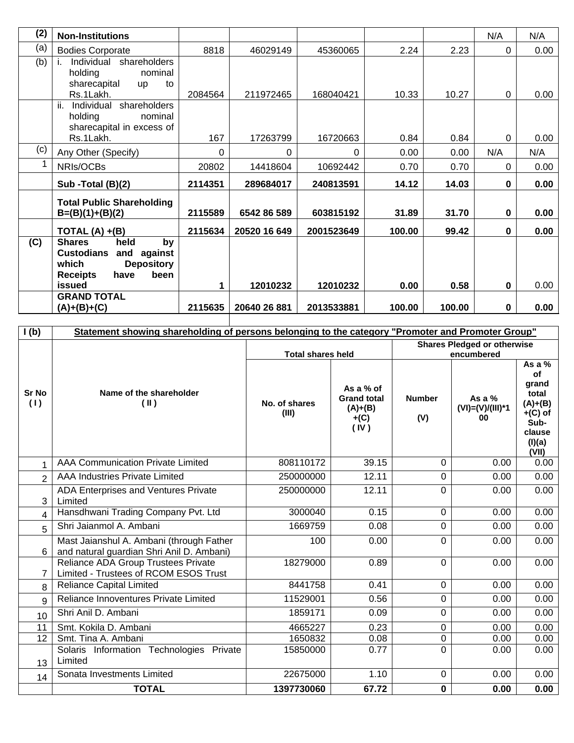| (2) | Non-Institutions | | | | | | N/A | N/A |
|---|---|---|---|---|---|---|---|---|
| (a) | Bodies Corporate | 8818 | 46029149 | 45360065 | 2.24 | 2.23 | 0 | 0.00 |
| (b) | i. Individual shareholders holding nominal sharecapital up to Rs.1Lakh. | 2084564 | 211972465 | 168040421 | 10.33 | 10.27 | 0 | 0.00 |
| | ii. Individual shareholders holding nominal sharecapital in excess of Rs.1Lakh. | 167 | 17263799 | 16720663 | 0.84 | 0.84 | 0 | 0.00 |
| (c) | Any Other (Specify) | 0 | 0 | 0 | 0.00 | 0.00 | N/A | N/A |
| 1 | NRIs/OCBs | 20802 | 14418604 | 10692442 | 0.70 | 0.70 | 0 | 0.00 |
| | **Sub -Total (B)(2)** | **2114351** | **289684017** | **240813591** | **14.12** | **14.03** | **0** | **0.00** |
| | **Total Public Shareholding B=(B)(1)+(B)(2)** | **2115589** | **6542 86 589** | **603815192** | **31.89** | **31.70** | **0** | **0.00** |
| | **TOTAL (A) +(B)** | **2115634** | **20520 16 649** | **2001523649** | **100.00** | **99.42** | **0** | **0.00** |
| **(C)** | **Shares held by Custodians and against which Depository Receipts have been issued** | **1** | **12010232** | **12010232** | **0.00** | **0.58** | **0** | 0.00 |
| | **GRAND TOTAL (A)+(B)+(C)** | **2115635** | **20640 26 881** | **2013533881** | **100.00** | **100.00** | **0** | **0.00** |

| I (b) | Statement showing shareholding of persons belonging to the category "Promoter and Promoter Group" | | | | | |
|---|---|---|---|---|---|---|
| | | Total shares held | | Shares Pledged or otherwise encumbered | | |
| Sr No ( I ) | Name of the shareholder ( II ) | No. of shares (III) | As a % of Grand total (A)+(B) +(C) ( IV ) | Number (V) | As a % (VI)=(V)/(III)*100 | As a % of grand total (A)+(B) +(C) of Sub-clause (I)(a) (VII) |
| 1 | AAA Communication Private Limited | 808110172 | 39.15 | 0 | 0.00 | 0.00 |
| 2 | AAA Industries Private Limited | 250000000 | 12.11 | 0 | 0.00 | 0.00 |
| 3 | ADA Enterprises and Ventures Private Limited | 250000000 | 12.11 | 0 | 0.00 | 0.00 |
| 4 | Hansdhwani Trading Company Pvt. Ltd | 3000040 | 0.15 | 0 | 0.00 | 0.00 |
| 5 | Shri Jaianmol A. Ambani | 1669759 | 0.08 | 0 | 0.00 | 0.00 |
| 6 | Mast Jaianshul A. Ambani (through Father and natural guardian Shri Anil D. Ambani) | 100 | 0.00 | 0 | 0.00 | 0.00 |
| 7 | Reliance ADA Group Trustees Private Limited - Trustees of RCOM ESOS Trust | 18279000 | 0.89 | 0 | 0.00 | 0.00 |
| 8 | Reliance Capital Limited | 8441758 | 0.41 | 0 | 0.00 | 0.00 |
| 9 | Reliance Innoventures Private Limited | 11529001 | 0.56 | 0 | 0.00 | 0.00 |
| 10 | Shri Anil D. Ambani | 1859171 | 0.09 | 0 | 0.00 | 0.00 |
| 11 | Smt. Kokila D. Ambani | 4665227 | 0.23 | 0 | 0.00 | 0.00 |
| 12 | Smt. Tina A. Ambani | 1650832 | 0.08 | 0 | 0.00 | 0.00 |
| 13 | Solaris Information Technologies Private Limited | 15850000 | 0.77 | 0 | 0.00 | 0.00 |
| 14 | Sonata Investments Limited | 22675000 | 1.10 | 0 | 0.00 | 0.00 |
| | **TOTAL** | **1397730060** | **67.72** | **0** | **0.00** | **0.00** |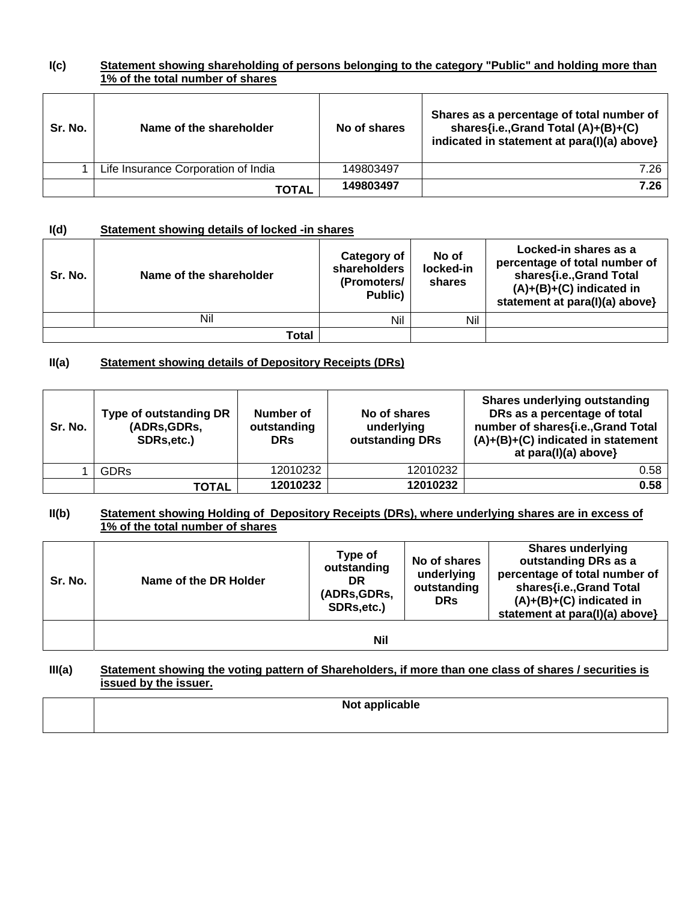**I(c) Statement showing shareholding of persons belonging to the category "Public" and holding more than 1% of the total number of shares**

| Sr. No. | Name of the shareholder | No of shares | Shares as a percentage of total number of shares{i.e.,Grand Total (A)+(B)+(C) indicated in statement at para(I)(a) above} |
|---|---|---|---|
| 1 | Life Insurance Corporation of India | 149803497 | 7.26 |
| | **TOTAL** | **149803497** | **7.26** |

**I(d) Statement showing details of locked -in shares**

| Sr. No. | Name of the shareholder | Category of shareholders (Promoters/ Public) | No of locked-in shares | Locked-in shares as a percentage of total number of shares{i.e.,Grand Total (A)+(B)+(C) indicated in statement at para(I)(a) above} |
|---|---|---|---|---|
| | Nil | Nil | Nil | |
| | **Total** | | | |

**II(a) Statement showing details of Depository Receipts (DRs)**

| Sr. No. | Type of outstanding DR (ADRs,GDRs, SDRs,etc.) | Number of outstanding DRs | No of shares underlying outstanding DRs | Shares underlying outstanding DRs as a percentage of total number of shares{i.e.,Grand Total (A)+(B)+(C) indicated in statement at para(I)(a) above} |
|---|---|---|---|---|
| 1 | GDRs | 12010232 | 12010232 | 0.58 |
| | **TOTAL** | **12010232** | **12010232** | **0.58** |

**II(b) Statement showing Holding of Depository Receipts (DRs), where underlying shares are in excess of 1% of the total number of shares**

| Sr. No. | Name of the DR Holder | Type of outstanding DR (ADRs,GDRs, SDRs,etc.) | No of shares underlying outstanding DRs | Shares underlying outstanding DRs as a percentage of total number of shares{i.e.,Grand Total (A)+(B)+(C) indicated in statement at para(I)(a) above} |
|---|---|---|---|---|
| | **Nil** | | | |

**III(a) Statement showing the voting pattern of Shareholders, if more than one class of shares / securities is issued by the issuer.**

| | |
|---|---|
| | **Not applicable** |